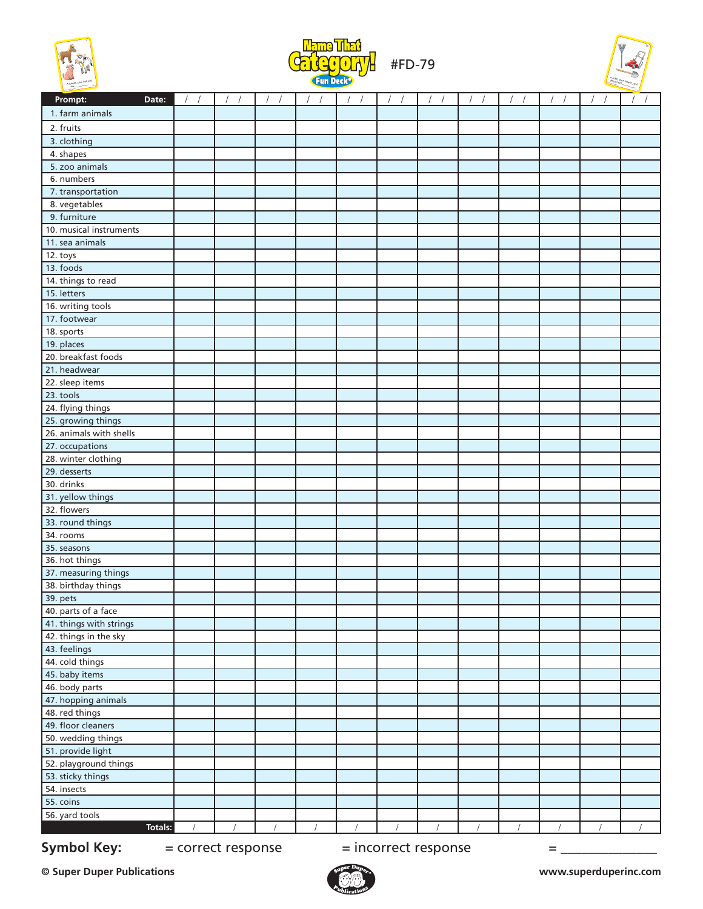# Name That Category! Fun Deck® #FD-79

| Prompt: Date: | / / | / / | / / | / / | / / | / / | / / | / / | / / | / / | / / | / / |
|---|---|---|---|---|---|---|---|---|---|---|---|---|
| 1. farm animals | | | | | | | | | | | | |
| 2. fruits | | | | | | | | | | | | |
| 3. clothing | | | | | | | | | | | | |
| 4. shapes | | | | | | | | | | | | |
| 5. zoo animals | | | | | | | | | | | | |
| 6. numbers | | | | | | | | | | | | |
| 7. transportation | | | | | | | | | | | | |
| 8. vegetables | | | | | | | | | | | | |
| 9. furniture | | | | | | | | | | | | |
| 10. musical instruments | | | | | | | | | | | | |
| 11. sea animals | | | | | | | | | | | | |
| 12. toys | | | | | | | | | | | | |
| 13. foods | | | | | | | | | | | | |
| 14. things to read | | | | | | | | | | | | |
| 15. letters | | | | | | | | | | | | |
| 16. writing tools | | | | | | | | | | | | |
| 17. footwear | | | | | | | | | | | | |
| 18. sports | | | | | | | | | | | | |
| 19. places | | | | | | | | | | | | |
| 20. breakfast foods | | | | | | | | | | | | |
| 21. headwear | | | | | | | | | | | | |
| 22. sleep items | | | | | | | | | | | | |
| 23. tools | | | | | | | | | | | | |
| 24. flying things | | | | | | | | | | | | |
| 25. growing things | | | | | | | | | | | | |
| 26. animals with shells | | | | | | | | | | | | |
| 27. occupations | | | | | | | | | | | | |
| 28. winter clothing | | | | | | | | | | | | |
| 29. desserts | | | | | | | | | | | | |
| 30. drinks | | | | | | | | | | | | |
| 31. yellow things | | | | | | | | | | | | |
| 32. flowers | | | | | | | | | | | | |
| 33. round things | | | | | | | | | | | | |
| 34. rooms | | | | | | | | | | | | |
| 35. seasons | | | | | | | | | | | | |
| 36. hot things | | | | | | | | | | | | |
| 37. measuring things | | | | | | | | | | | | |
| 38. birthday things | | | | | | | | | | | | |
| 39. pets | | | | | | | | | | | | |
| 40. parts of a face | | | | | | | | | | | | |
| 41. things with strings | | | | | | | | | | | | |
| 42. things in the sky | | | | | | | | | | | | |
| 43. feelings | | | | | | | | | | | | |
| 44. cold things | | | | | | | | | | | | |
| 45. baby items | | | | | | | | | | | | |
| 46. body parts | | | | | | | | | | | | |
| 47. hopping animals | | | | | | | | | | | | |
| 48. red things | | | | | | | | | | | | |
| 49. floor cleaners | | | | | | | | | | | | |
| 50. wedding things | | | | | | | | | | | | |
| 51. provide light | | | | | | | | | | | | |
| 52. playground things | | | | | | | | | | | | |
| 53. sticky things | | | | | | | | | | | | |
| 54. insects | | | | | | | | | | | | |
| 55. coins | | | | | | | | | | | | |
| 56. yard tools | | | | | | | | | | | | |
| Totals: | / | / | / | / | / | / | / | / | / | / | / | / |

**Symbol Key:** = correct response = incorrect response = _______________

**© Super Duper Publications** www.superduperinc.com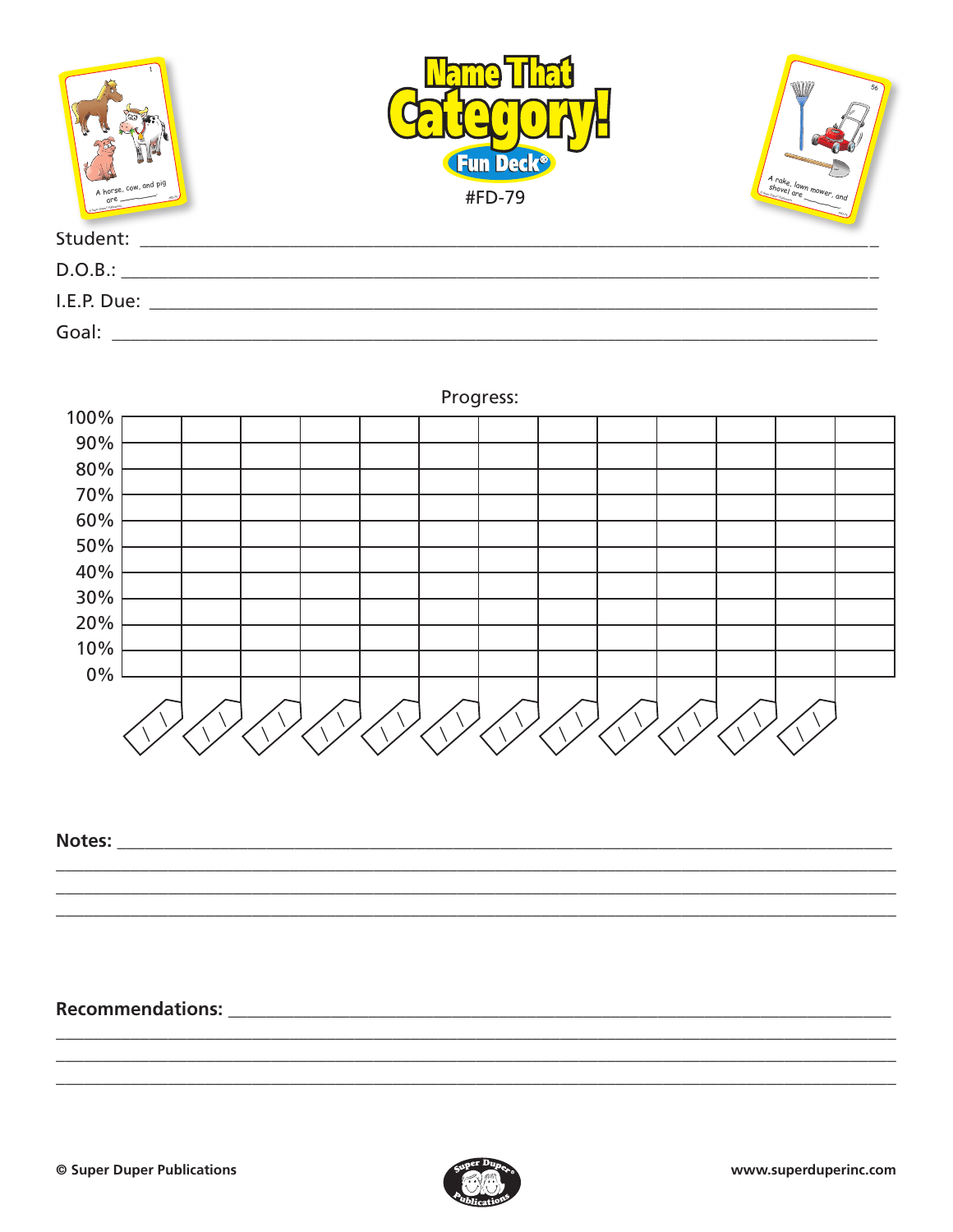# Name That Category! Fun Deck®

#FD-79

Student: ___________________________________________

D.O.B.: ___________________________________________

I.E.P. Due: ___________________________________________

Goal: ___________________________________________

Progress:

100%
90%
80%
70%
60%
50%
40%
30%
20%
10%
0%

**Notes:** ___________________________________________

___________________________________________

___________________________________________

___________________________________________

**Recommendations:** ___________________________________________

___________________________________________

___________________________________________

___________________________________________

© Super Duper Publications

www.superduperinc.com